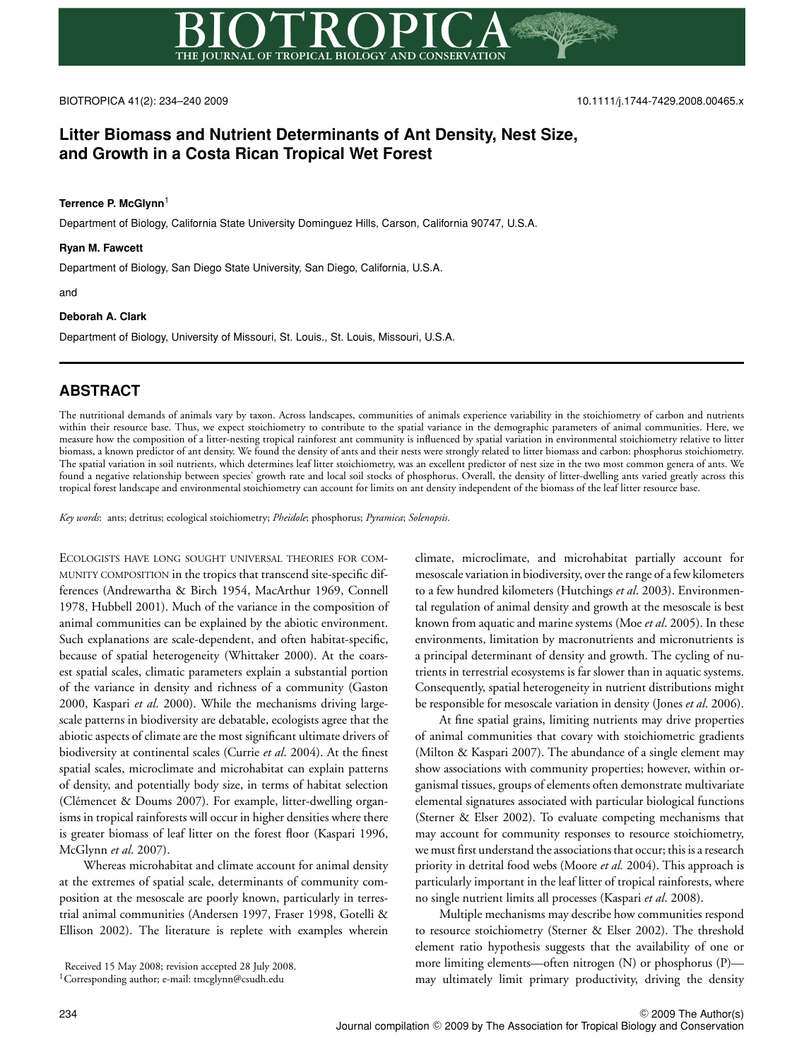# Litter Biomass and Nutrient Determinants of Ant Density, Nest Size, and Growth in a Costa Rican Tropical Wet Forest

**Terrence P. McGlynn**[1]

Department of Biology, California State University Dominguez Hills, Carson, California 90747, U.S.A.

**Ryan M. Fawcett**

Department of Biology, San Diego State University, San Diego, California, U.S.A.

and

**Deborah A. Clark**

Department of Biology, University of Missouri, St. Louis., St. Louis, Missouri, U.S.A.

## ABSTRACT

The nutritional demands of animals vary by taxon. Across landscapes, communities of animals experience variability in the stoichiometry of carbon and nutrients within their resource base. Thus, we expect stoichiometry to contribute to the spatial variance in the demographic parameters of animal communities. Here, we measure how the composition of a litter-nesting tropical rainforest ant community is influenced by spatial variation in environmental stoichiometry relative to litter biomass, a known predictor of ant density. We found the density of ants and their nests were strongly related to litter biomass and carbon: phosphorus stoichiometry. The spatial variation in soil nutrients, which determines leaf litter stoichiometry, was an excellent predictor of nest size in the two most common genera of ants. We found a negative relationship between species' growth rate and local soil stocks of phosphorus. Overall, the density of litter-dwelling ants varied greatly across this tropical forest landscape and environmental stoichiometry can account for limits on ant density independent of the biomass of the leaf litter resource base.

*Key words*: ants; detritus; ecological stoichiometry; *Pheidole*; phosphorus; *Pyramica*; *Solenopsis*.

ECOLOGISTS HAVE LONG SOUGHT UNIVERSAL THEORIES FOR COMMUNITY COMPOSITION in the tropics that transcend site-specific differences (Andrewartha & Birch 1954, MacArthur 1969, Connell 1978, Hubbell 2001). Much of the variance in the composition of animal communities can be explained by the abiotic environment. Such explanations are scale-dependent, and often habitat-specific, because of spatial heterogeneity (Whittaker 2000). At the coarsest spatial scales, climatic parameters explain a substantial portion of the variance in density and richness of a community (Gaston 2000, Kaspari *et al*. 2000). While the mechanisms driving large-scale patterns in biodiversity are debatable, ecologists agree that the abiotic aspects of climate are the most significant ultimate drivers of biodiversity at continental scales (Currie *et al*. 2004). At the finest spatial scales, microclimate and microhabitat can explain patterns of density, and potentially body size, in terms of habitat selection (Clémencet & Doums 2007). For example, litter-dwelling organisms in tropical rainforests will occur in higher densities where there is greater biomass of leaf litter on the forest floor (Kaspari 1996, McGlynn *et al*. 2007).

Whereas microhabitat and climate account for animal density at the extremes of spatial scale, determinants of community composition at the mesoscale are poorly known, particularly in terrestrial animal communities (Andersen 1997, Fraser 1998, Gotelli & Ellison 2002). The literature is replete with examples wherein climate, microclimate, and microhabitat partially account for mesoscale variation in biodiversity, over the range of a few kilometers to a few hundred kilometers (Hutchings *et al*. 2003). Environmental regulation of animal density and growth at the mesoscale is best known from aquatic and marine systems (Moe *et al*. 2005). In these environments, limitation by macronutrients and micronutrients is a principal determinant of density and growth. The cycling of nutrients in terrestrial ecosystems is far slower than in aquatic systems. Consequently, spatial heterogeneity in nutrient distributions might be responsible for mesoscale variation in density (Jones *et al*. 2006).

At fine spatial grains, limiting nutrients may drive properties of animal communities that covary with stoichiometric gradients (Milton & Kaspari 2007). The abundance of a single element may show associations with community properties; however, within organismal tissues, groups of elements often demonstrate multivariate elemental signatures associated with particular biological functions (Sterner & Elser 2002). To evaluate competing mechanisms that may account for community responses to resource stoichiometry, we must first understand the associations that occur; this is a research priority in detrital food webs (Moore *et al.* 2004). This approach is particularly important in the leaf litter of tropical rainforests, where no single nutrient limits all processes (Kaspari *et al*. 2008).

Multiple mechanisms may describe how communities respond to resource stoichiometry (Sterner & Elser 2002). The threshold element ratio hypothesis suggests that the availability of one or more limiting elements—often nitrogen (N) or phosphorus (P)—may ultimately limit primary productivity, driving the density

Received 15 May 2008; revision accepted 28 July 2008.

[1]Corresponding author; e-mail: tmcglynn@csudh.edu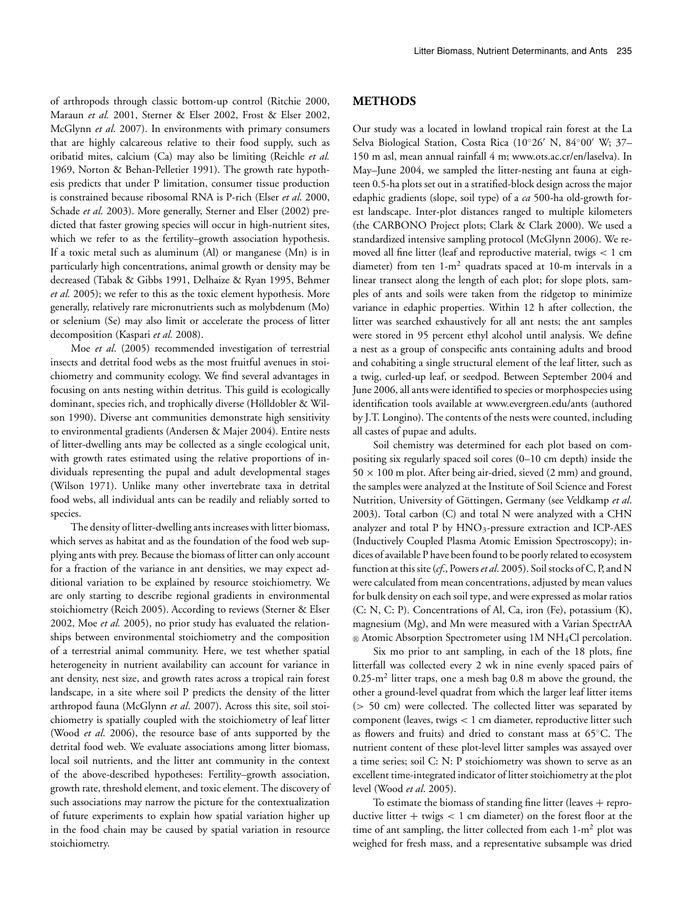of arthropods through classic bottom-up control (Ritchie 2000, Maraun *et al.* 2001, Sterner & Elser 2002, Frost & Elser 2002, McGlynn *et al*. 2007). In environments with primary consumers that are highly calcareous relative to their food supply, such as oribatid mites, calcium (Ca) may also be limiting (Reichle *et al.* 1969, Norton & Behan-Pelletier 1991). The growth rate hypothesis predicts that under P limitation, consumer tissue production is constrained because ribosomal RNA is P-rich (Elser *et al*. 2000, Schade *et al*. 2003). More generally, Sterner and Elser (2002) predicted that faster growing species will occur in high-nutrient sites, which we refer to as the fertility–growth association hypothesis. If a toxic metal such as aluminum (Al) or manganese (Mn) is in particularly high concentrations, animal growth or density may be decreased (Tabak & Gibbs 1991, Delhaize & Ryan 1995, Behmer *et al.* 2005); we refer to this as the toxic element hypothesis. More generally, relatively rare micronutrients such as molybdenum (Mo) or selenium (Se) may also limit or accelerate the process of litter decomposition (Kaspari *et al.* 2008).

Moe *et al*. (2005) recommended investigation of terrestrial insects and detrital food webs as the most fruitful avenues in stoichiometry and community ecology. We find several advantages in focusing on ants nesting within detritus. This guild is ecologically dominant, species rich, and trophically diverse (Hölldobler & Wilson 1990). Diverse ant communities demonstrate high sensitivity to environmental gradients (Andersen & Majer 2004). Entire nests of litter-dwelling ants may be collected as a single ecological unit, with growth rates estimated using the relative proportions of individuals representing the pupal and adult developmental stages (Wilson 1971). Unlike many other invertebrate taxa in detrital food webs, all individual ants can be readily and reliably sorted to species.

The density of litter-dwelling ants increases with litter biomass, which serves as habitat and as the foundation of the food web supplying ants with prey. Because the biomass of litter can only account for a fraction of the variance in ant densities, we may expect additional variation to be explained by resource stoichiometry. We are only starting to describe regional gradients in environmental stoichiometry (Reich 2005). According to reviews (Sterner & Elser 2002, Moe *et al.* 2005), no prior study has evaluated the relationships between environmental stoichiometry and the composition of a terrestrial animal community. Here, we test whether spatial heterogeneity in nutrient availability can account for variance in ant density, nest size, and growth rates across a tropical rain forest landscape, in a site where soil P predicts the density of the litter arthropod fauna (McGlynn *et al*. 2007). Across this site, soil stoichiometry is spatially coupled with the stoichiometry of leaf litter (Wood *et al.* 2006), the resource base of ants supported by the detrital food web. We evaluate associations among litter biomass, local soil nutrients, and the litter ant community in the context of the above-described hypotheses: Fertility–growth association, growth rate, threshold element, and toxic element. The discovery of such associations may narrow the picture for the contextualization of future experiments to explain how spatial variation higher up in the food chain may be caused by spatial variation in resource stoichiometry.

## METHODS

Our study was a located in lowland tropical rain forest at the La Selva Biological Station, Costa Rica (10°26′ N, 84°00′ W; 37–150 m asl, mean annual rainfall 4 m; www.ots.ac.cr/en/laselva). In May–June 2004, we sampled the litter-nesting ant fauna at eighteen 0.5-ha plots set out in a stratified-block design across the major edaphic gradients (slope, soil type) of a *ca* 500-ha old-growth forest landscape. Inter-plot distances ranged to multiple kilometers (the CARBONO Project plots; Clark & Clark 2000). We used a standardized intensive sampling protocol (McGlynn 2006). We removed all fine litter (leaf and reproductive material, twigs < 1 cm diameter) from ten 1-m$^2$ quadrats spaced at 10-m intervals in a linear transect along the length of each plot; for slope plots, samples of ants and soils were taken from the ridgetop to minimize variance in edaphic properties. Within 12 h after collection, the litter was searched exhaustively for all ant nests; the ant samples were stored in 95 percent ethyl alcohol until analysis. We define a nest as a group of conspecific ants containing adults and brood and cohabiting a single structural element of the leaf litter, such as a twig, curled-up leaf, or seedpod. Between September 2004 and June 2006, all ants were identified to species or morphospecies using identification tools available at www.evergreen.edu/ants (authored by J.T. Longino). The contents of the nests were counted, including all castes of pupae and adults.

Soil chemistry was determined for each plot based on compositing six regularly spaced soil cores (0–10 cm depth) inside the $50 \times 100$ m plot. After being air-dried, sieved (2 mm) and ground, the samples were analyzed at the Institute of Soil Science and Forest Nutrition, University of Göttingen, Germany (see Veldkamp *et al*. 2003). Total carbon (C) and total N were analyzed with a CHN analyzer and total P by $HNO_3$-pressure extraction and ICP-AES (Inductively Coupled Plasma Atomic Emission Spectroscopy); indices of available P have been found to be poorly related to ecosystem function at this site (*cf.*, Powers *et al*. 2005). Soil stocks of C, P, and N were calculated from mean concentrations, adjusted by mean values for bulk density on each soil type, and were expressed as molar ratios (C: N, C: P). Concentrations of Al, Ca, iron (Fe), potassium (K), magnesium (Mg), and Mn were measured with a Varian SpectrAA ® Atomic Absorption Spectrometer using 1M $NH_4Cl$ percolation.

Six mo prior to ant sampling, in each of the 18 plots, fine litterfall was collected every 2 wk in nine evenly spaced pairs of 0.25-m$^2$ litter traps, one a mesh bag 0.8 m above the ground, the other a ground-level quadrat from which the larger leaf litter items (> 50 cm) were collected. The collected litter was separated by component (leaves, twigs < 1 cm diameter, reproductive litter such as flowers and fruits) and dried to constant mass at 65°C. The nutrient content of these plot-level litter samples was assayed over a time series; soil C: N: P stoichiometry was shown to serve as an excellent time-integrated indicator of litter stoichiometry at the plot level (Wood *et al*. 2005).

To estimate the biomass of standing fine litter (leaves + reproductive litter + twigs < 1 cm diameter) on the forest floor at the time of ant sampling, the litter collected from each 1-m$^2$ plot was weighed for fresh mass, and a representative subsample was dried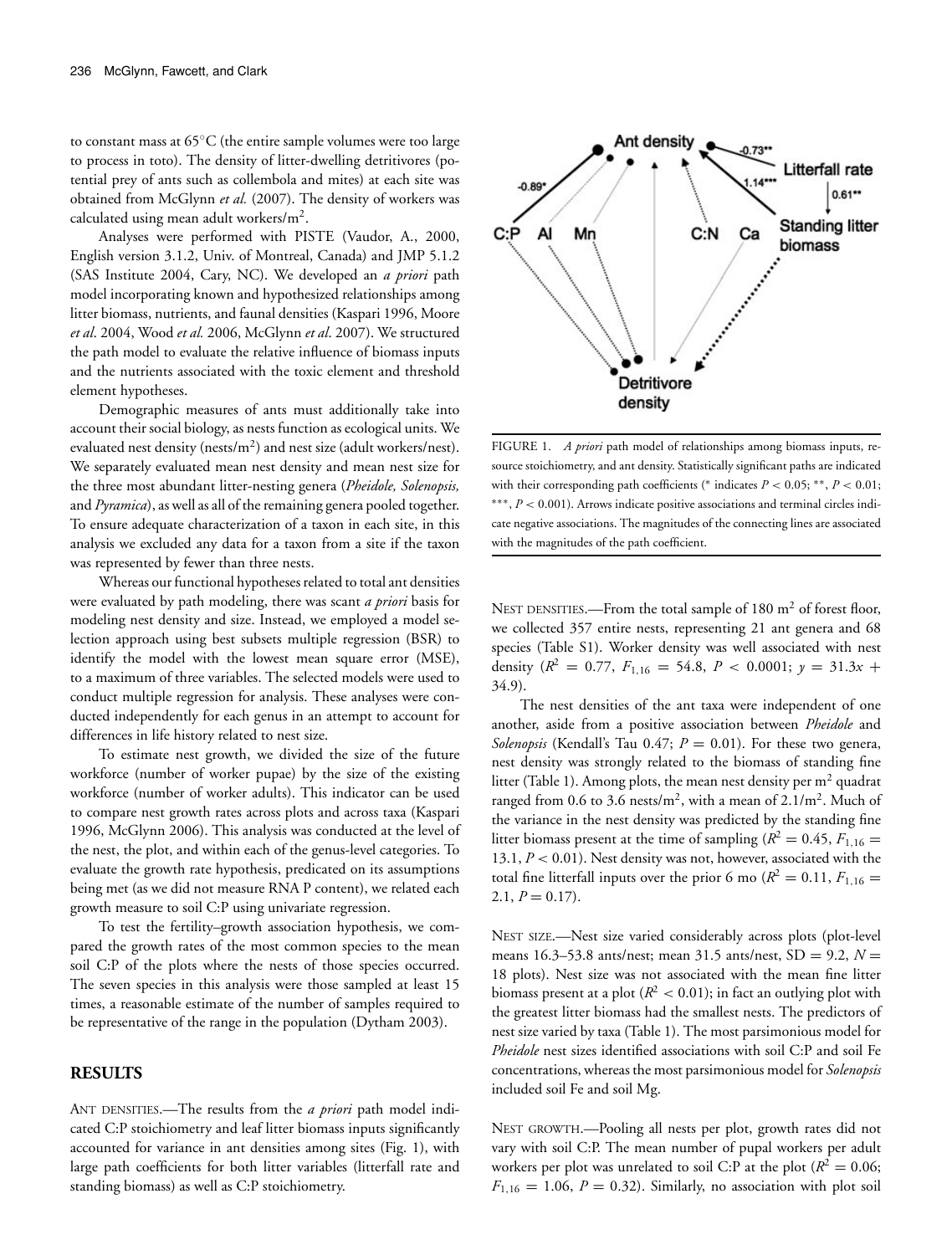to constant mass at 65°C (the entire sample volumes were too large to process in toto). The density of litter-dwelling detritivores (potential prey of ants such as collembola and mites) at each site was obtained from McGlynn *et al.* (2007). The density of workers was calculated using mean adult workers/m$^2$.

Analyses were performed with PISTE (Vaudor, A., 2000, English version 3.1.2, Univ. of Montreal, Canada) and JMP 5.1.2 (SAS Institute 2004, Cary, NC). We developed an *a priori* path model incorporating known and hypothesized relationships among litter biomass, nutrients, and faunal densities (Kaspari 1996, Moore *et al.* 2004, Wood *et al.* 2006, McGlynn *et al.* 2007). We structured the path model to evaluate the relative influence of biomass inputs and the nutrients associated with the toxic element and threshold element hypotheses.

Demographic measures of ants must additionally take into account their social biology, as nests function as ecological units. We evaluated nest density (nests/m$^2$) and nest size (adult workers/nest). We separately evaluated mean nest density and mean nest size for the three most abundant litter-nesting genera (*Pheidole, Solenopsis,* and *Pyramica*), as well as all of the remaining genera pooled together. To ensure adequate characterization of a taxon in each site, in this analysis we excluded any data for a taxon from a site if the taxon was represented by fewer than three nests.

Whereas our functional hypotheses related to total ant densities were evaluated by path modeling, there was scant *a priori* basis for modeling nest density and size. Instead, we employed a model selection approach using best subsets multiple regression (BSR) to identify the model with the lowest mean square error (MSE), to a maximum of three variables. The selected models were used to conduct multiple regression for analysis. These analyses were conducted independently for each genus in an attempt to account for differences in life history related to nest size.

To estimate nest growth, we divided the size of the future workforce (number of worker pupae) by the size of the existing workforce (number of worker adults). This indicator can be used to compare nest growth rates across plots and across taxa (Kaspari 1996, McGlynn 2006). This analysis was conducted at the level of the nest, the plot, and within each of the genus-level categories. To evaluate the growth rate hypothesis, predicated on its assumptions being met (as we did not measure RNA P content), we related each growth measure to soil C:P using univariate regression.

To test the fertility–growth association hypothesis, we compared the growth rates of the most common species to the mean soil C:P of the plots where the nests of those species occurred. The seven species in this analysis were those sampled at least 15 times, a reasonable estimate of the number of samples required to be representative of the range in the population (Dytham 2003).

## RESULTS

Ant densities.—The results from the *a priori* path model indicated C:P stoichiometry and leaf litter biomass inputs significantly accounted for variance in ant densities among sites (Fig. 1), with large path coefficients for both litter variables (litterfall rate and standing biomass) as well as C:P stoichiometry.

Ant density
-0.73**
Litterfall rate
1.14***
-0.89*
0.61**
C:P
Al
Mn
C:N
Ca
Standing litter biomass
Detritivore density

FIGURE 1. *A priori* path model of relationships among biomass inputs, resource stoichiometry, and ant density. Statistically significant paths are indicated with their corresponding path coefficients (* indicates $P < 0.05$; **, $P < 0.01$; ***, $P < 0.001$). Arrows indicate positive associations and terminal circles indicate negative associations. The magnitudes of the connecting lines are associated with the magnitudes of the path coefficient.

Nest densities.—From the total sample of 180 m$^2$ of forest floor, we collected 357 entire nests, representing 21 ant genera and 68 species (Table S1). Worker density was well associated with nest density ($R^2 = 0.77$, $F_{1,16} = 54.8$, $P < 0.0001$; $y = 31.3x + 34.9$).

The nest densities of the ant taxa were independent of one another, aside from a positive association between *Pheidole* and *Solenopsis* (Kendall's Tau 0.47; $P = 0.01$). For these two genera, nest density was strongly related to the biomass of standing fine litter (Table 1). Among plots, the mean nest density per m$^2$ quadrat ranged from 0.6 to 3.6 nests/m$^2$, with a mean of 2.1/m$^2$. Much of the variance in the nest density was predicted by the standing fine litter biomass present at the time of sampling ($R^2 = 0.45$, $F_{1,16} = 13.1$, $P < 0.01$). Nest density was not, however, associated with the total fine litterfall inputs over the prior 6 mo ($R^2 = 0.11$, $F_{1,16} = 2.1$, $P = 0.17$).

Nest size.—Nest size varied considerably across plots (plot-level means 16.3–53.8 ants/nest; mean 31.5 ants/nest, SD = 9.2, $N = 18$ plots). Nest size was not associated with the mean fine litter biomass present at a plot ($R^2 < 0.01$); in fact an outlying plot with the greatest litter biomass had the smallest nests. The predictors of nest size varied by taxa (Table 1). The most parsimonious model for *Pheidole* nest sizes identified associations with soil C:P and soil Fe concentrations, whereas the most parsimonious model for *Solenopsis* included soil Fe and soil Mg.

Nest growth.—Pooling all nests per plot, growth rates did not vary with soil C:P. The mean number of pupal workers per adult workers per plot was unrelated to soil C:P at the plot ($R^2 = 0.06$; $F_{1,16} = 1.06$, $P = 0.32$). Similarly, no association with plot soil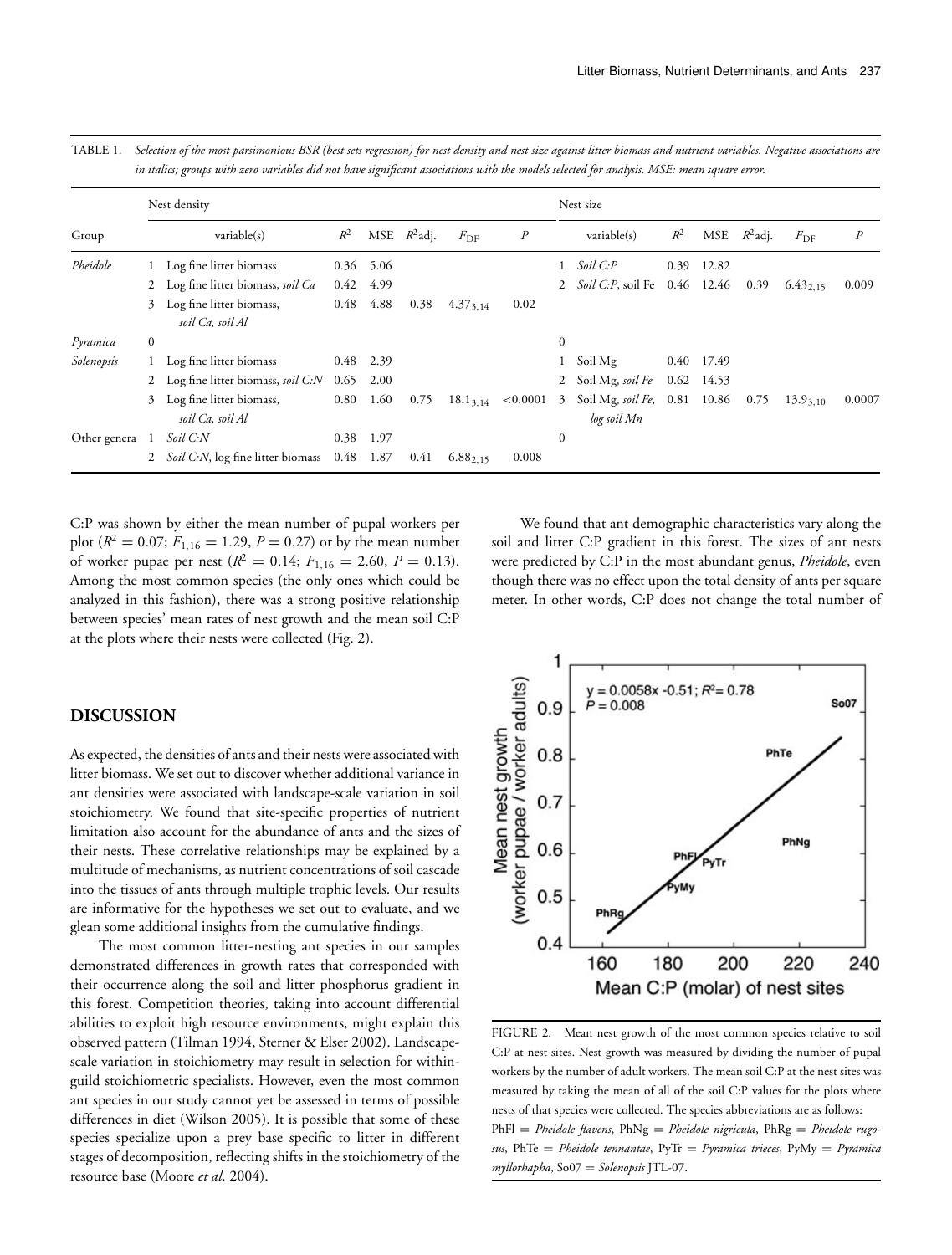TABLE 1. *Selection of the most parsimonious BSR (best sets regression) for nest density and nest size against litter biomass and nutrient variables. Negative associations are in italics; groups with zero variables did not have significant associations with the models selected for analysis. MSE: mean square error.*

| Group | Nest density | | | | | | | Nest size | | | | | | |
|---|---|---|---|---|---|---|---|---|---|---|---|---|---|---|
| | | variable(s) | $R^2$ | MSE | $R^2$adj. | $F_{DF}$ | $P$ | | variable(s) | $R^2$ | MSE | $R^2$adj. | $F_{DF}$ | $P$ |
| *Pheidole* | 1 | Log fine litter biomass | 0.36 | 5.06 | | | | 1 | *Soil C:P* | 0.39 | 12.82 | | | |
| | 2 | Log fine litter biomass, *soil Ca* | 0.42 | 4.99 | | | | 2 | *Soil C:P*, soil Fe | 0.46 | 12.46 | 0.39 | $6.43_{2,15}$ | 0.009 |
| | 3 | Log fine litter biomass, *soil Ca, soil Al* | 0.48 | 4.88 | 0.38 | $4.37_{3,14}$ | 0.02 | | | | | | | |
| *Pyramica* | 0 | | | | | | | 0 | | | | | | |
| *Solenopsis* | 1 | Log fine litter biomass | 0.48 | 2.39 | | | | 1 | Soil Mg | 0.40 | 17.49 | | | |
| | 2 | Log fine litter biomass, *soil C:N* | 0.65 | 2.00 | | | | 2 | Soil Mg, *soil Fe* | 0.62 | 14.53 | | | |
| | 3 | Log fine litter biomass, *soil Ca, soil Al* | 0.80 | 1.60 | 0.75 | $18.1_{3,14}$ | <0.0001 | 3 | Soil Mg, *soil Fe, log soil Mn* | 0.81 | 10.86 | 0.75 | $13.9_{3,10}$ | 0.0007 |
| Other genera | 1 | *Soil C:N* | 0.38 | 1.97 | | | | 0 | | | | | | |
| | 2 | *Soil C:N*, log fine litter biomass | 0.48 | 1.87 | 0.41 | $6.88_{2,15}$ | 0.008 | | | | | | | |

C:P was shown by either the mean number of pupal workers per plot ($R^2 = 0.07$; $F_{1,16} = 1.29$, $P = 0.27$) or by the mean number of worker pupae per nest ($R^2 = 0.14$; $F_{1,16} = 2.60$, $P = 0.13$). Among the most common species (the only ones which could be analyzed in this fashion), there was a strong positive relationship between species' mean rates of nest growth and the mean soil C:P at the plots where their nests were collected (Fig. 2).

## DISCUSSION

As expected, the densities of ants and their nests were associated with litter biomass. We set out to discover whether additional variance in ant densities were associated with landscape-scale variation in soil stoichiometry. We found that site-specific properties of nutrient limitation also account for the abundance of ants and the sizes of their nests. These correlative relationships may be explained by a multitude of mechanisms, as nutrient concentrations of soil cascade into the tissues of ants through multiple trophic levels. Our results are informative for the hypotheses we set out to evaluate, and we glean some additional insights from the cumulative findings.

The most common litter-nesting ant species in our samples demonstrated differences in growth rates that corresponded with their occurrence along the soil and litter phosphorus gradient in this forest. Competition theories, taking into account differential abilities to exploit high resource environments, might explain this observed pattern (Tilman 1994, Sterner & Elser 2002). Landscape-scale variation in stoichiometry may result in selection for within-guild stoichiometric specialists. However, even the most common ant species in our study cannot yet be assessed in terms of possible differences in diet (Wilson 2005). It is possible that some of these species specialize upon a prey base specific to litter in different stages of decomposition, reflecting shifts in the stoichiometry of the resource base (Moore *et al.* 2004).

We found that ant demographic characteristics vary along the soil and litter C:P gradient in this forest. The sizes of ant nests were predicted by C:P in the most abundant genus, *Pheidole*, even though there was no effect upon the total density of ants per square meter. In other words, C:P does not change the total number of

FIGURE 2. Mean nest growth of the most common species relative to soil C:P at nest sites. Nest growth was measured by dividing the number of pupal workers by the number of adult workers. The mean soil C:P at the nest sites was measured by taking the mean of all of the soil C:P values for the plots where nests of that species were collected. The species abbreviations are as follows: PhFl = *Pheidole flavens*, PhNg = *Pheidole nigricula*, PhRg = *Pheidole rugosus*, PhTe = *Pheidole tennantae*, PyTr = *Pyramica trieces*, PyMy = *Pyramica myllorhapha*, So07 = *Solenopsis* JTL-07.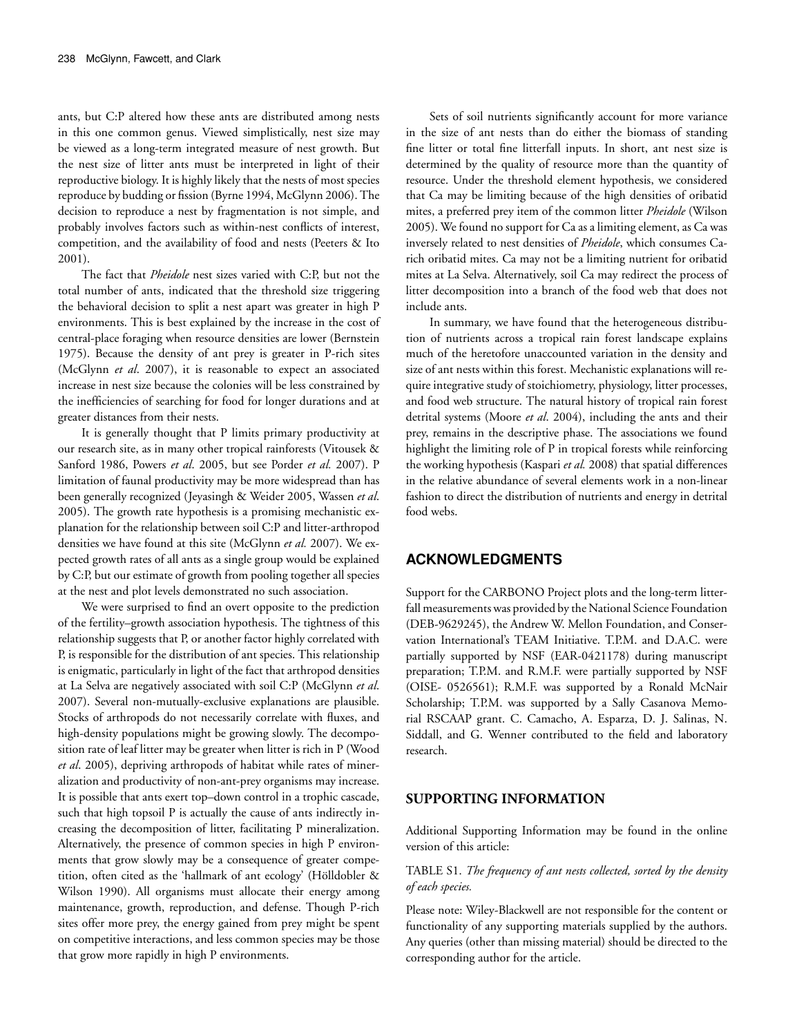ants, but C:P altered how these ants are distributed among nests in this one common genus. Viewed simplistically, nest size may be viewed as a long-term integrated measure of nest growth. But the nest size of litter ants must be interpreted in light of their reproductive biology. It is highly likely that the nests of most species reproduce by budding or fission (Byrne 1994, McGlynn 2006). The decision to reproduce a nest by fragmentation is not simple, and probably involves factors such as within-nest conflicts of interest, competition, and the availability of food and nests (Peeters & Ito 2001).

The fact that *Pheidole* nest sizes varied with C:P, but not the total number of ants, indicated that the threshold size triggering the behavioral decision to split a nest apart was greater in high P environments. This is best explained by the increase in the cost of central-place foraging when resource densities are lower (Bernstein 1975). Because the density of ant prey is greater in P-rich sites (McGlynn *et al*. 2007), it is reasonable to expect an associated increase in nest size because the colonies will be less constrained by the inefficiencies of searching for food for longer durations and at greater distances from their nests.

It is generally thought that P limits primary productivity at our research site, as in many other tropical rainforests (Vitousek & Sanford 1986, Powers *et al*. 2005, but see Porder *et al.* 2007). P limitation of faunal productivity may be more widespread than has been generally recognized (Jeyasingh & Weider 2005, Wassen *et al*. 2005). The growth rate hypothesis is a promising mechanistic explanation for the relationship between soil C:P and litter-arthropod densities we have found at this site (McGlynn *et al.* 2007). We expected growth rates of all ants as a single group would be explained by C:P, but our estimate of growth from pooling together all species at the nest and plot levels demonstrated no such association.

We were surprised to find an overt opposite to the prediction of the fertility–growth association hypothesis. The tightness of this relationship suggests that P, or another factor highly correlated with P, is responsible for the distribution of ant species. This relationship is enigmatic, particularly in light of the fact that arthropod densities at La Selva are negatively associated with soil C:P (McGlynn *et al*. 2007). Several non-mutually-exclusive explanations are plausible. Stocks of arthropods do not necessarily correlate with fluxes, and high-density populations might be growing slowly. The decomposition rate of leaf litter may be greater when litter is rich in P (Wood *et al*. 2005), depriving arthropods of habitat while rates of mineralization and productivity of non-ant-prey organisms may increase. It is possible that ants exert top–down control in a trophic cascade, such that high topsoil P is actually the cause of ants indirectly increasing the decomposition of litter, facilitating P mineralization. Alternatively, the presence of common species in high P environments that grow slowly may be a consequence of greater competition, often cited as the 'hallmark of ant ecology' (Hölldobler & Wilson 1990). All organisms must allocate their energy among maintenance, growth, reproduction, and defense. Though P-rich sites offer more prey, the energy gained from prey might be spent on competitive interactions, and less common species may be those that grow more rapidly in high P environments.

Sets of soil nutrients significantly account for more variance in the size of ant nests than do either the biomass of standing fine litter or total fine litterfall inputs. In short, ant nest size is determined by the quality of resource more than the quantity of resource. Under the threshold element hypothesis, we considered that Ca may be limiting because of the high densities of oribatid mites, a preferred prey item of the common litter *Pheidole* (Wilson 2005). We found no support for Ca as a limiting element, as Ca was inversely related to nest densities of *Pheidole*, which consumes Ca-rich oribatid mites. Ca may not be a limiting nutrient for oribatid mites at La Selva. Alternatively, soil Ca may redirect the process of litter decomposition into a branch of the food web that does not include ants.

In summary, we have found that the heterogeneous distribution of nutrients across a tropical rain forest landscape explains much of the heretofore unaccounted variation in the density and size of ant nests within this forest. Mechanistic explanations will require integrative study of stoichiometry, physiology, litter processes, and food web structure. The natural history of tropical rain forest detrital systems (Moore *et al*. 2004), including the ants and their prey, remains in the descriptive phase. The associations we found highlight the limiting role of P in tropical forests while reinforcing the working hypothesis (Kaspari *et al.* 2008) that spatial differences in the relative abundance of several elements work in a non-linear fashion to direct the distribution of nutrients and energy in detrital food webs.

## ACKNOWLEDGMENTS

Support for the CARBONO Project plots and the long-term litterfall measurements was provided by the National Science Foundation (DEB-9629245), the Andrew W. Mellon Foundation, and Conservation International's TEAM Initiative. T.P.M. and D.A.C. were partially supported by NSF (EAR-0421178) during manuscript preparation; T.P.M. and R.M.F. were partially supported by NSF (OISE- 0526561); R.M.F. was supported by a Ronald McNair Scholarship; T.P.M. was supported by a Sally Casanova Memorial RSCAAP grant. C. Camacho, A. Esparza, D. J. Salinas, N. Siddall, and G. Wenner contributed to the field and laboratory research.

## SUPPORTING INFORMATION

Additional Supporting Information may be found in the online version of this article:

TABLE S1. *The frequency of ant nests collected, sorted by the density of each species.*

Please note: Wiley-Blackwell are not responsible for the content or functionality of any supporting materials supplied by the authors. Any queries (other than missing material) should be directed to the corresponding author for the article.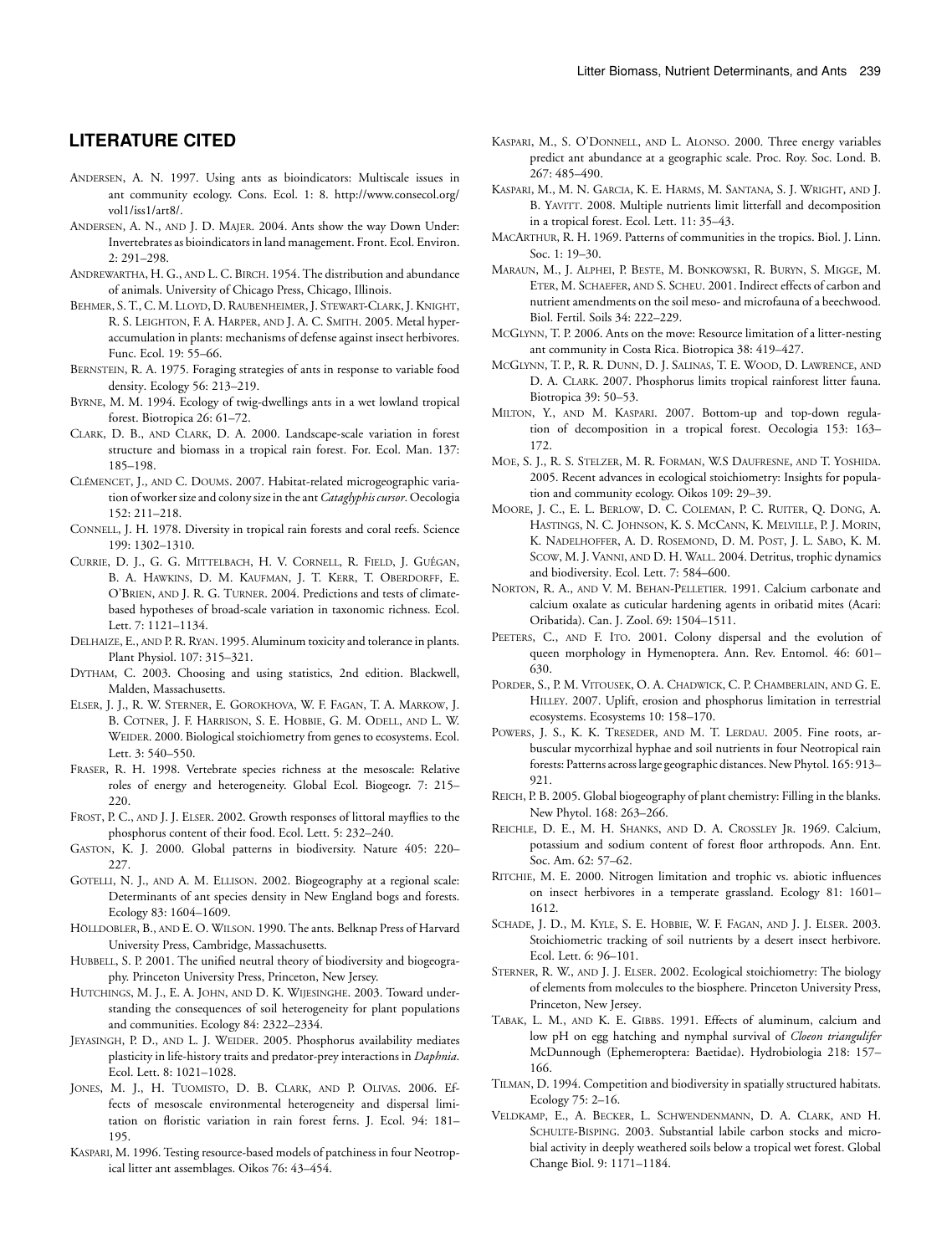## LITERATURE CITED

ANDERSEN, A. N. 1997. Using ants as bioindicators: Multiscale issues in ant community ecology. Cons. Ecol. 1: 8. http://www.consecol.org/vol1/iss1/art8/.

ANDERSEN, A. N., AND J. D. MAJER. 2004. Ants show the way Down Under: Invertebrates as bioindicators in land management. Front. Ecol. Environ. 2: 291–298.

ANDREWARTHA, H. G., AND L. C. BIRCH. 1954. The distribution and abundance of animals. University of Chicago Press, Chicago, Illinois.

BEHMER, S. T., C. M. LLOYD, D. RAUBENHEIMER, J. STEWART-CLARK, J. KNIGHT, R. S. LEIGHTON, F. A. HARPER, AND J. A. C. SMITH. 2005. Metal hyperaccumulation in plants: mechanisms of defense against insect herbivores. Func. Ecol. 19: 55–66.

BERNSTEIN, R. A. 1975. Foraging strategies of ants in response to variable food density. Ecology 56: 213–219.

BYRNE, M. M. 1994. Ecology of twig-dwellings ants in a wet lowland tropical forest. Biotropica 26: 61–72.

CLARK, D. B., AND CLARK, D. A. 2000. Landscape-scale variation in forest structure and biomass in a tropical rain forest. For. Ecol. Man. 137: 185–198.

CLÉMENCET, J., AND C. DOUMS. 2007. Habitat-related microgeographic variation of worker size and colony size in the ant *Cataglyphis cursor*. Oecologia 152: 211–218.

CONNELL, J. H. 1978. Diversity in tropical rain forests and coral reefs. Science 199: 1302–1310.

CURRIE, D. J., G. G. MITTELBACH, H. V. CORNELL, R. FIELD, J. GUÉGAN, B. A. HAWKINS, D. M. KAUFMAN, J. T. KERR, T. OBERDORFF, E. O'BRIEN, AND J. R. G. TURNER. 2004. Predictions and tests of climate-based hypotheses of broad-scale variation in taxonomic richness. Ecol. Lett. 7: 1121–1134.

DELHAIZE, E., AND P. R. RYAN. 1995. Aluminum toxicity and tolerance in plants. Plant Physiol. 107: 315–321.

DYTHAM, C. 2003. Choosing and using statistics, 2nd edition. Blackwell, Malden, Massachusetts.

ELSER, J. J., R. W. STERNER, E. GOROKHOVA, W. F. FAGAN, T. A. MARKOW, J. B. COTNER, J. F. HARRISON, S. E. HOBBIE, G. M. ODELL, AND L. W. WEIDER. 2000. Biological stoichiometry from genes to ecosystems. Ecol. Lett. 3: 540–550.

FRASER, R. H. 1998. Vertebrate species richness at the mesoscale: Relative roles of energy and heterogeneity. Global Ecol. Biogeogr. 7: 215–220.

FROST, P. C., AND J. J. ELSER. 2002. Growth responses of littoral mayflies to the phosphorus content of their food. Ecol. Lett. 5: 232–240.

GASTON, K. J. 2000. Global patterns in biodiversity. Nature 405: 220–227.

GOTELLI, N. J., AND A. M. ELLISON. 2002. Biogeography at a regional scale: Determinants of ant species density in New England bogs and forests. Ecology 83: 1604–1609.

HÖLLDOBLER, B., AND E. O. WILSON. 1990. The ants. Belknap Press of Harvard University Press, Cambridge, Massachusetts.

HUBBELL, S. P. 2001. The unified neutral theory of biodiversity and biogeography. Princeton University Press, Princeton, New Jersey.

HUTCHINGS, M. J., E. A. JOHN, AND D. K. WIJESINGHE. 2003. Toward understanding the consequences of soil heterogeneity for plant populations and communities. Ecology 84: 2322–2334.

JEYASINGH, P. D., AND L. J. WEIDER. 2005. Phosphorus availability mediates plasticity in life-history traits and predator-prey interactions in *Daphnia*. Ecol. Lett. 8: 1021–1028.

JONES, M. J., H. TUOMISTO, D. B. CLARK, AND P. OLIVAS. 2006. Effects of mesoscale environmental heterogeneity and dispersal limitation on floristic variation in rain forest ferns. J. Ecol. 94: 181–195.

KASPARI, M. 1996. Testing resource-based models of patchiness in four Neotropical litter ant assemblages. Oikos 76: 43–454.

KASPARI, M., S. O'DONNELL, AND L. ALONSO. 2000. Three energy variables predict ant abundance at a geographic scale. Proc. Roy. Soc. Lond. B. 267: 485–490.

KASPARI, M., M. N. GARCIA, K. E. HARMS, M. SANTANA, S. J. WRIGHT, AND J. B. YAVITT. 2008. Multiple nutrients limit litterfall and decomposition in a tropical forest. Ecol. Lett. 11: 35–43.

MACARTHUR, R. H. 1969. Patterns of communities in the tropics. Biol. J. Linn. Soc. 1: 19–30.

MARAUN, M., J. ALPHEI, P. BESTE, M. BONKOWSKI, R. BURYN, S. MIGGE, M. ETER, M. SCHAEFER, AND S. SCHEU. 2001. Indirect effects of carbon and nutrient amendments on the soil meso- and microfauna of a beechwood. Biol. Fertil. Soils 34: 222–229.

MCGLYNN, T. P. 2006. Ants on the move: Resource limitation of a litter-nesting ant community in Costa Rica. Biotropica 38: 419–427.

MCGLYNN, T. P., R. R. DUNN, D. J. SALINAS, T. E. WOOD, D. LAWRENCE, AND D. A. CLARK. 2007. Phosphorus limits tropical rainforest litter fauna. Biotropica 39: 50–53.

MILTON, Y., AND M. KASPARI. 2007. Bottom-up and top-down regulation of decomposition in a tropical forest. Oecologia 153: 163–172.

MOE, S. J., R. S. STELZER, M. R. FORMAN, W.S DAUFRESNE, AND T. YOSHIDA. 2005. Recent advances in ecological stoichiometry: Insights for population and community ecology. Oikos 109: 29–39.

MOORE, J. C., E. L. BERLOW, D. C. COLEMAN, P. C. RUITER, Q. DONG, A. HASTINGS, N. C. JOHNSON, K. S. MCCANN, K. MELVILLE, P. J. MORIN, K. NADELHOFFER, A. D. ROSEMOND, D. M. POST, J. L. SABO, K. M. SCOW, M. J. VANNI, AND D. H. WALL. 2004. Detritus, trophic dynamics and biodiversity. Ecol. Lett. 7: 584–600.

NORTON, R. A., AND V. M. BEHAN-PELLETIER. 1991. Calcium carbonate and calcium oxalate as cuticular hardening agents in oribatid mites (Acari: Oribatida). Can. J. Zool. 69: 1504–1511.

PEETERS, C., AND F. ITO. 2001. Colony dispersal and the evolution of queen morphology in Hymenoptera. Ann. Rev. Entomol. 46: 601–630.

PORDER, S., P. M. VITOUSEK, O. A. CHADWICK, C. P. CHAMBERLAIN, AND G. E. HILLEY. 2007. Uplift, erosion and phosphorus limitation in terrestrial ecosystems. Ecosystems 10: 158–170.

POWERS, J. S., K. K. TRESEDER, AND M. T. LERDAU. 2005. Fine roots, arbuscular mycorrhizal hyphae and soil nutrients in four Neotropical rain forests: Patterns across large geographic distances. New Phytol. 165: 913–921.

REICH, P. B. 2005. Global biogeography of plant chemistry: Filling in the blanks. New Phytol. 168: 263–266.

REICHLE, D. E., M. H. SHANKS, AND D. A. CROSSLEY JR. 1969. Calcium, potassium and sodium content of forest floor arthropods. Ann. Ent. Soc. Am. 62: 57–62.

RITCHIE, M. E. 2000. Nitrogen limitation and trophic vs. abiotic influences on insect herbivores in a temperate grassland. Ecology 81: 1601–1612.

SCHADE, J. D., M. KYLE, S. E. HOBBIE, W. F. FAGAN, AND J. J. ELSER. 2003. Stoichiometric tracking of soil nutrients by a desert insect herbivore. Ecol. Lett. 6: 96–101.

STERNER, R. W., AND J. J. ELSER. 2002. Ecological stoichiometry: The biology of elements from molecules to the biosphere. Princeton University Press, Princeton, New Jersey.

TABAK, L. M., AND K. E. GIBBS. 1991. Effects of aluminum, calcium and low pH on egg hatching and nymphal survival of *Cloeon triangulifer* McDunnough (Ephemeroptera: Baetidae). Hydrobiologia 218: 157–166.

TILMAN, D. 1994. Competition and biodiversity in spatially structured habitats. Ecology 75: 2–16.

VELDKAMP, E., A. BECKER, L. SCHWENDENMANN, D. A. CLARK, AND H. SCHULTE-BISPING. 2003. Substantial labile carbon stocks and microbial activity in deeply weathered soils below a tropical wet forest. Global Change Biol. 9: 1171–1184.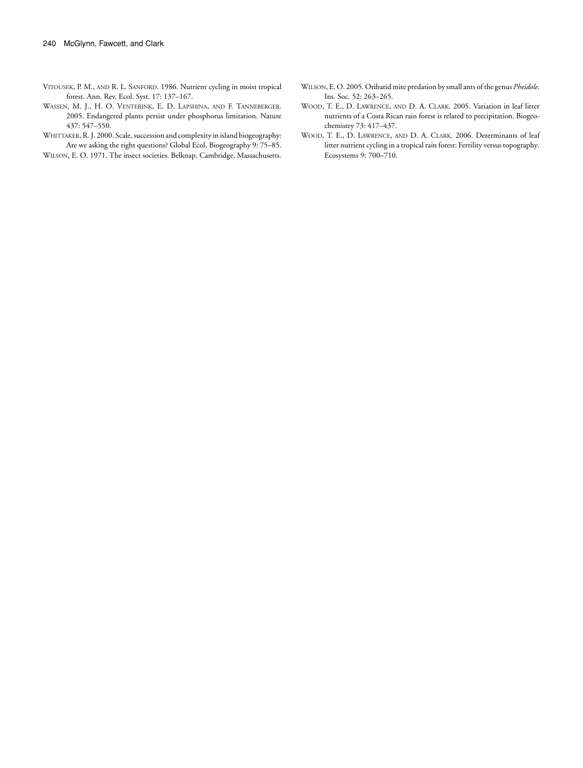VITOUSEK, P. M., AND R. L. SANFORD. 1986. Nutrient cycling in moist tropical forest. Ann. Rev. Ecol. Syst. 17: 137–167.

WASSEN, M. J., H. O. VENTERINK, E. D. LAPSHINA, AND F. TANNEBERGER. 2005. Endangered plants persist under phosphorus limitation. Nature 437: 547–550.

WHITTAKER, R. J. 2000. Scale, succession and complexity in island biogeography: Are we asking the right questions? Global Ecol. Biogeography 9: 75–85.

WILSON, E. O. 1971. The insect societies. Belknap, Cambridge, Massachusetts.

WILSON, E. O. 2005. Oribatid mite predation by small ants of the genus *Pheidole*. Ins. Soc. 52: 263–265.

WOOD, T. E., D. LAWRENCE, AND D. A. CLARK. 2005. Variation in leaf litter nutrients of a Costa Rican rain forest is related to precipitation. Biogeochemistry 73: 417–437.

WOOD, T. E., D. LAWRENCE, AND D. A. CLARK. 2006. Determinants of leaf litter nutrient cycling in a tropical rain forest: Fertility versus topography. Ecosystems 9: 700–710.